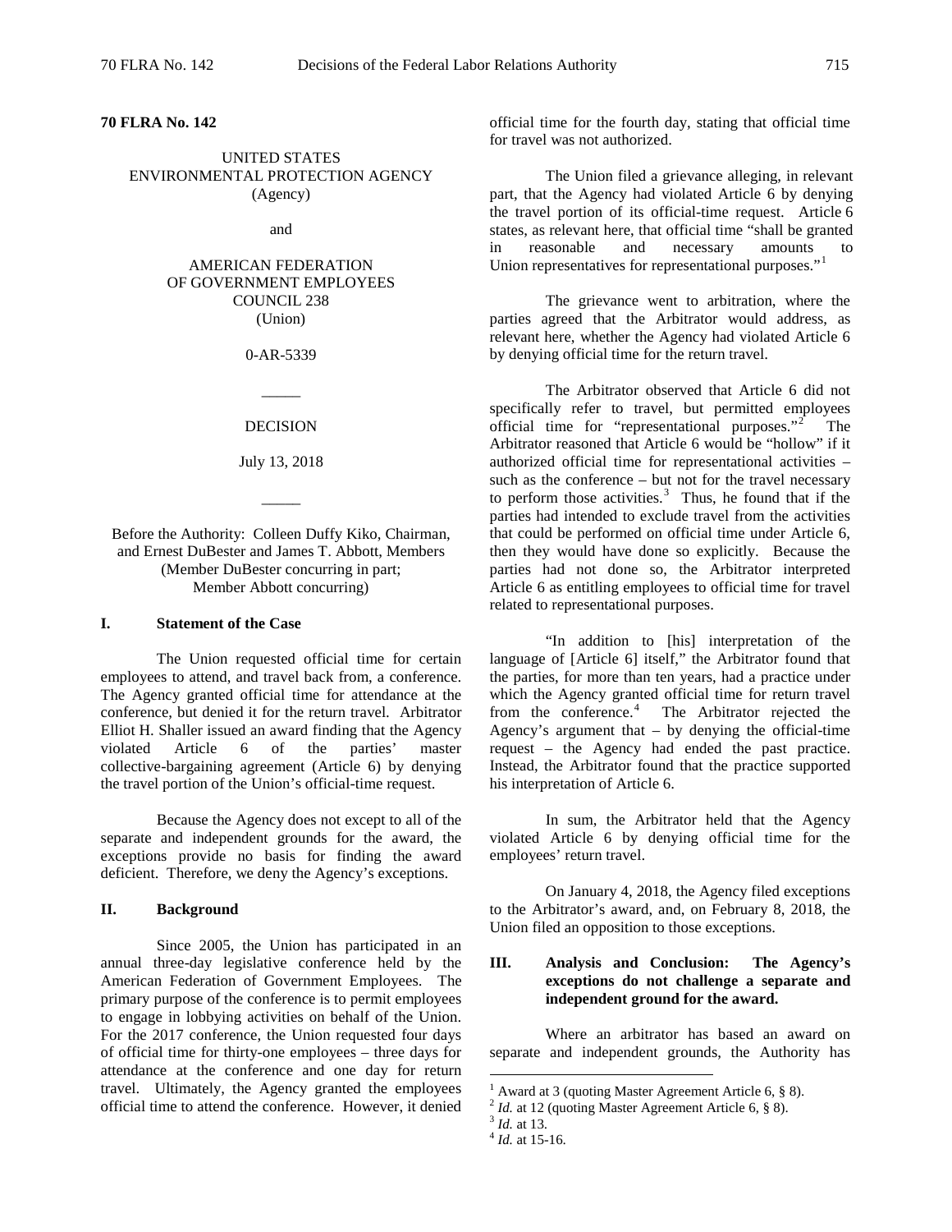**70 FLRA No. 142**

UNITED STATES
ENVIRONMENTAL PROTECTION AGENCY
(Agency)

and

AMERICAN FEDERATION
OF GOVERNMENT EMPLOYEES
COUNCIL 238
(Union)

0-AR-5339

_____

DECISION

July 13, 2018

_____

Before the Authority: Colleen Duffy Kiko, Chairman, and Ernest DuBester and James T. Abbott, Members
(Member DuBester concurring in part;
Member Abbott concurring)

## I. Statement of the Case

The Union requested official time for certain employees to attend, and travel back from, a conference. The Agency granted official time for attendance at the conference, but denied it for the return travel. Arbitrator Elliot H. Shaller issued an award finding that the Agency violated Article 6 of the parties' master collective-bargaining agreement (Article 6) by denying the travel portion of the Union's official-time request.

Because the Agency does not except to all of the separate and independent grounds for the award, the exceptions provide no basis for finding the award deficient. Therefore, we deny the Agency's exceptions.

## II. Background

Since 2005, the Union has participated in an annual three-day legislative conference held by the American Federation of Government Employees. The primary purpose of the conference is to permit employees to engage in lobbying activities on behalf of the Union. For the 2017 conference, the Union requested four days of official time for thirty-one employees – three days for attendance at the conference and one day for return travel. Ultimately, the Agency granted the employees official time to attend the conference. However, it denied official time for the fourth day, stating that official time for travel was not authorized.

The Union filed a grievance alleging, in relevant part, that the Agency had violated Article 6 by denying the travel portion of its official-time request. Article 6 states, as relevant here, that official time "shall be granted in reasonable and necessary amounts to Union representatives for representational purposes."[1]

The grievance went to arbitration, where the parties agreed that the Arbitrator would address, as relevant here, whether the Agency had violated Article 6 by denying official time for the return travel.

The Arbitrator observed that Article 6 did not specifically refer to travel, but permitted employees official time for "representational purposes."[2] The Arbitrator reasoned that Article 6 would be "hollow" if it authorized official time for representational activities – such as the conference – but not for the travel necessary to perform those activities.[3] Thus, he found that if the parties had intended to exclude travel from the activities that could be performed on official time under Article 6, then they would have done so explicitly. Because the parties had not done so, the Arbitrator interpreted Article 6 as entitling employees to official time for travel related to representational purposes.

"In addition to [his] interpretation of the language of [Article 6] itself," the Arbitrator found that the parties, for more than ten years, had a practice under which the Agency granted official time for return travel from the conference.[4] The Arbitrator rejected the Agency's argument that – by denying the official-time request – the Agency had ended the past practice. Instead, the Arbitrator found that the practice supported his interpretation of Article 6.

In sum, the Arbitrator held that the Agency violated Article 6 by denying official time for the employees' return travel.

On January 4, 2018, the Agency filed exceptions to the Arbitrator's award, and, on February 8, 2018, the Union filed an opposition to those exceptions.

## III. Analysis and Conclusion: The Agency's exceptions do not challenge a separate and independent ground for the award.

Where an arbitrator has based an award on separate and independent grounds, the Authority has

---

[1] Award at 3 (quoting Master Agreement Article 6, § 8).
[2] *Id.* at 12 (quoting Master Agreement Article 6, § 8).
[3] *Id.* at 13.
[4] *Id.* at 15-16.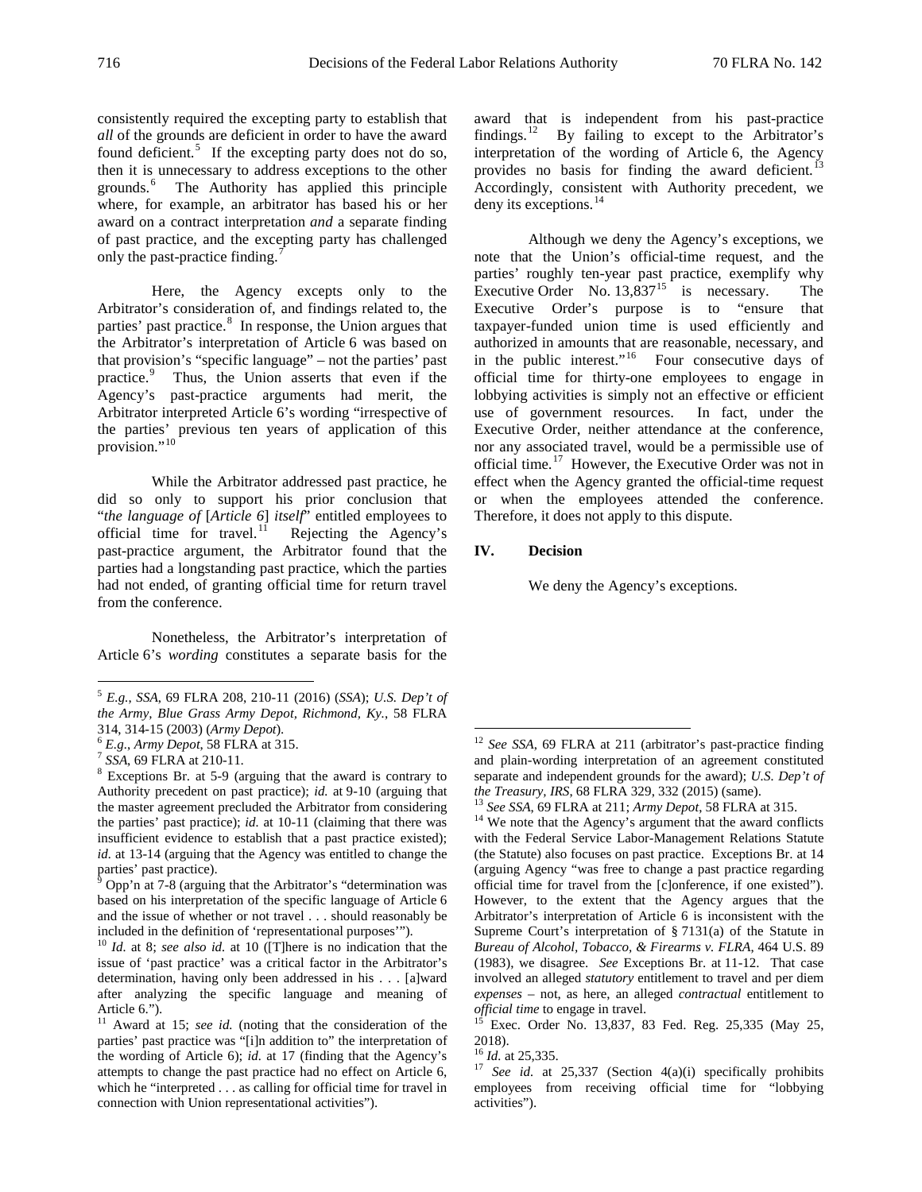consistently required the excepting party to establish that *all* of the grounds are deficient in order to have the award found deficient.[5] If the excepting party does not do so, then it is unnecessary to address exceptions to the other grounds.[6] The Authority has applied this principle where, for example, an arbitrator has based his or her award on a contract interpretation *and* a separate finding of past practice, and the excepting party has challenged only the past-practice finding.[7]

Here, the Agency excepts only to the Arbitrator's consideration of, and findings related to, the parties' past practice.[8] In response, the Union argues that the Arbitrator's interpretation of Article 6 was based on that provision's "specific language" – not the parties' past practice.[9] Thus, the Union asserts that even if the Agency's past-practice arguments had merit, the Arbitrator interpreted Article 6's wording "irrespective of the parties' previous ten years of application of this provision."[10]

While the Arbitrator addressed past practice, he did so only to support his prior conclusion that "*the language of* [*Article 6*] *itself*" entitled employees to official time for travel.[11] Rejecting the Agency's past-practice argument, the Arbitrator found that the parties had a longstanding past practice, which the parties had not ended, of granting official time for return travel from the conference.

Nonetheless, the Arbitrator's interpretation of Article 6's *wording* constitutes a separate basis for the award that is independent from his past-practice findings.[12] By failing to except to the Arbitrator's interpretation of the wording of Article 6, the Agency provides no basis for finding the award deficient.[13] Accordingly, consistent with Authority precedent, we deny its exceptions.[14]

Although we deny the Agency's exceptions, we note that the Union's official-time request, and the parties' roughly ten-year past practice, exemplify why Executive Order No. 13,837[15] is necessary. The Executive Order's purpose is to "ensure that taxpayer-funded union time is used efficiently and authorized in amounts that are reasonable, necessary, and in the public interest."[16] Four consecutive days of official time for thirty-one employees to engage in lobbying activities is simply not an effective or efficient use of government resources. In fact, under the Executive Order, neither attendance at the conference, nor any associated travel, would be a permissible use of official time.[17] However, the Executive Order was not in effect when the Agency granted the official-time request or when the employees attended the conference. Therefore, it does not apply to this dispute.

## IV. Decision

We deny the Agency's exceptions.

---

[5] *E.g.*, *SSA*, 69 FLRA 208, 210-11 (2016) (*SSA*); *U.S. Dep't of the Army, Blue Grass Army Depot, Richmond, Ky.*, 58 FLRA 314, 314-15 (2003) (*Army Depot*).

[6] *E.g*., *Army Depot*, 58 FLRA at 315.

[7] *SSA*, 69 FLRA at 210-11.

[8] Exceptions Br. at 5-9 (arguing that the award is contrary to Authority precedent on past practice); *id.* at 9-10 (arguing that the master agreement precluded the Arbitrator from considering the parties' past practice); *id.* at 10-11 (claiming that there was insufficient evidence to establish that a past practice existed); *id.* at 13-14 (arguing that the Agency was entitled to change the parties' past practice).

[9] Opp'n at 7-8 (arguing that the Arbitrator's "determination was based on his interpretation of the specific language of Article 6 and the issue of whether or not travel . . . should reasonably be included in the definition of 'representational purposes'").

[10] *Id.* at 8; *see also id.* at 10 ([T]here is no indication that the issue of 'past practice' was a critical factor in the Arbitrator's determination, having only been addressed in his . . . [a]ward after analyzing the specific language and meaning of Article 6.").

[11] Award at 15; *see id.* (noting that the consideration of the parties' past practice was "[i]n addition to" the interpretation of the wording of Article 6); *id.* at 17 (finding that the Agency's attempts to change the past practice had no effect on Article 6, which he "interpreted . . . as calling for official time for travel in connection with Union representational activities").

[12] *See SSA*, 69 FLRA at 211 (arbitrator's past-practice finding and plain-wording interpretation of an agreement constituted separate and independent grounds for the award); *U.S. Dep't of the Treasury, IRS*, 68 FLRA 329, 332 (2015) (same).

[13] *See SSA*, 69 FLRA at 211; *Army Depot*, 58 FLRA at 315.

[14] We note that the Agency's argument that the award conflicts with the Federal Service Labor-Management Relations Statute (the Statute) also focuses on past practice. Exceptions Br. at 14 (arguing Agency "was free to change a past practice regarding official time for travel from the [c]onference, if one existed"). However, to the extent that the Agency argues that the Arbitrator's interpretation of Article 6 is inconsistent with the Supreme Court's interpretation of § 7131(a) of the Statute in *Bureau of Alcohol, Tobacco, & Firearms v. FLRA*, 464 U.S. 89 (1983), we disagree. *See* Exceptions Br. at 11-12. That case involved an alleged *statutory* entitlement to travel and per diem *expenses* – not, as here, an alleged *contractual* entitlement to *official time* to engage in travel.

[15] Exec. Order No. 13,837, 83 Fed. Reg. 25,335 (May 25, 2018).

[16] *Id.* at 25,335.

[17] *See id.* at 25,337 (Section 4(a)(i) specifically prohibits employees from receiving official time for "lobbying activities").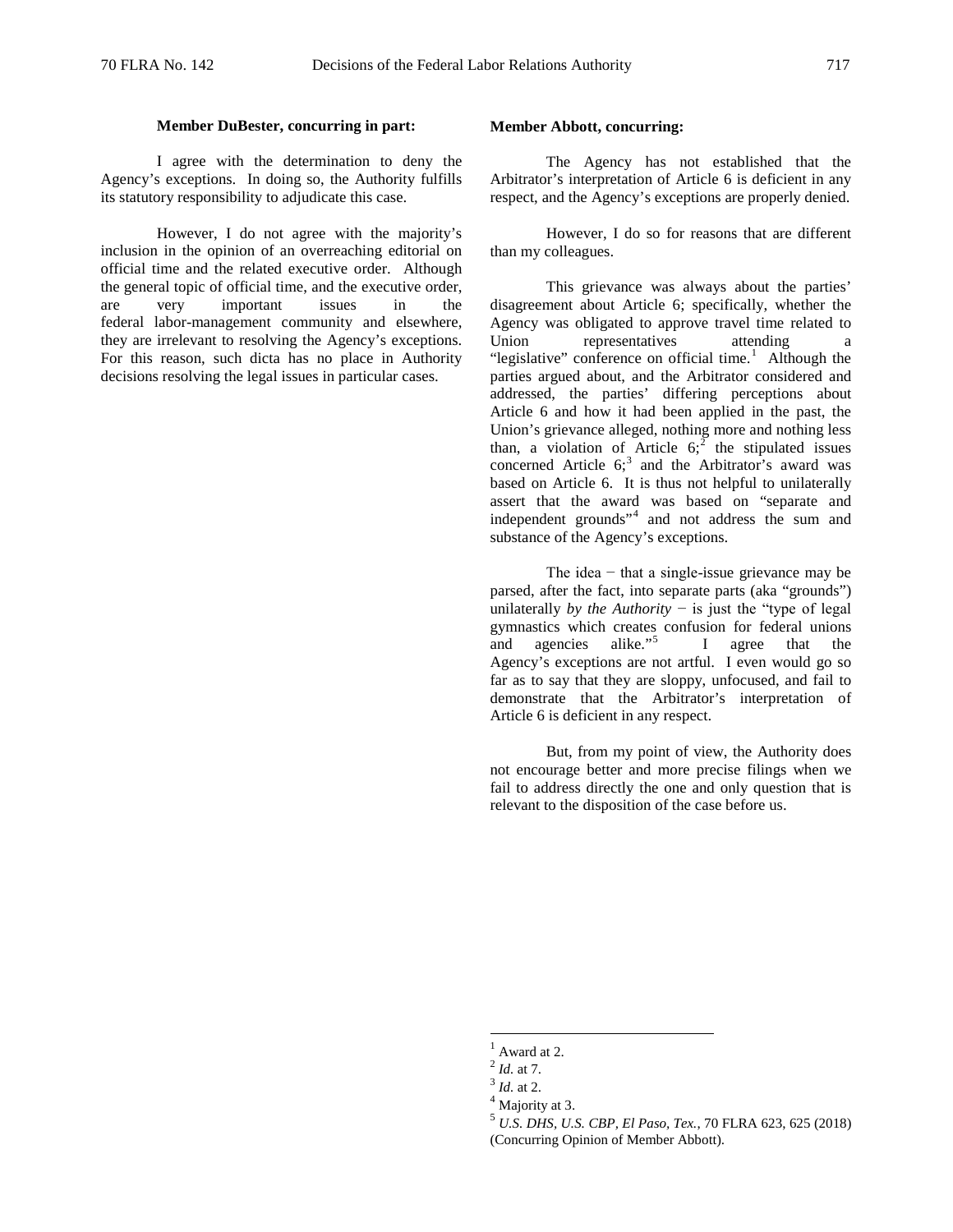**Member DuBester, concurring in part:**

I agree with the determination to deny the Agency's exceptions. In doing so, the Authority fulfills its statutory responsibility to adjudicate this case.

However, I do not agree with the majority's inclusion in the opinion of an overreaching editorial on official time and the related executive order. Although the general topic of official time, and the executive order, are very important issues in the federal labor-management community and elsewhere, they are irrelevant to resolving the Agency's exceptions. For this reason, such dicta has no place in Authority decisions resolving the legal issues in particular cases.

**Member Abbott, concurring:**

The Agency has not established that the Arbitrator's interpretation of Article 6 is deficient in any respect, and the Agency's exceptions are properly denied.

However, I do so for reasons that are different than my colleagues.

This grievance was always about the parties' disagreement about Article 6; specifically, whether the Agency was obligated to approve travel time related to Union representatives attending a "legislative" conference on official time.[1] Although the parties argued about, and the Arbitrator considered and addressed, the parties' differing perceptions about Article 6 and how it had been applied in the past, the Union's grievance alleged, nothing more and nothing less than, a violation of Article 6;[2] the stipulated issues concerned Article 6;[3] and the Arbitrator's award was based on Article 6. It is thus not helpful to unilaterally assert that the award was based on "separate and independent grounds"[4] and not address the sum and substance of the Agency's exceptions.

The idea − that a single-issue grievance may be parsed, after the fact, into separate parts (aka "grounds") unilaterally *by the Authority* − is just the "type of legal gymnastics which creates confusion for federal unions and agencies alike."[5] I agree that the Agency's exceptions are not artful. I even would go so far as to say that they are sloppy, unfocused, and fail to demonstrate that the Arbitrator's interpretation of Article 6 is deficient in any respect.

But, from my point of view, the Authority does not encourage better and more precise filings when we fail to address directly the one and only question that is relevant to the disposition of the case before us.

---

[1] Award at 2.

[2] *Id.* at 7.

[3] *Id.* at 2.

[4] Majority at 3.

[5] *U.S. DHS, U.S. CBP, El Paso, Tex.*, 70 FLRA 623, 625 (2018) (Concurring Opinion of Member Abbott).